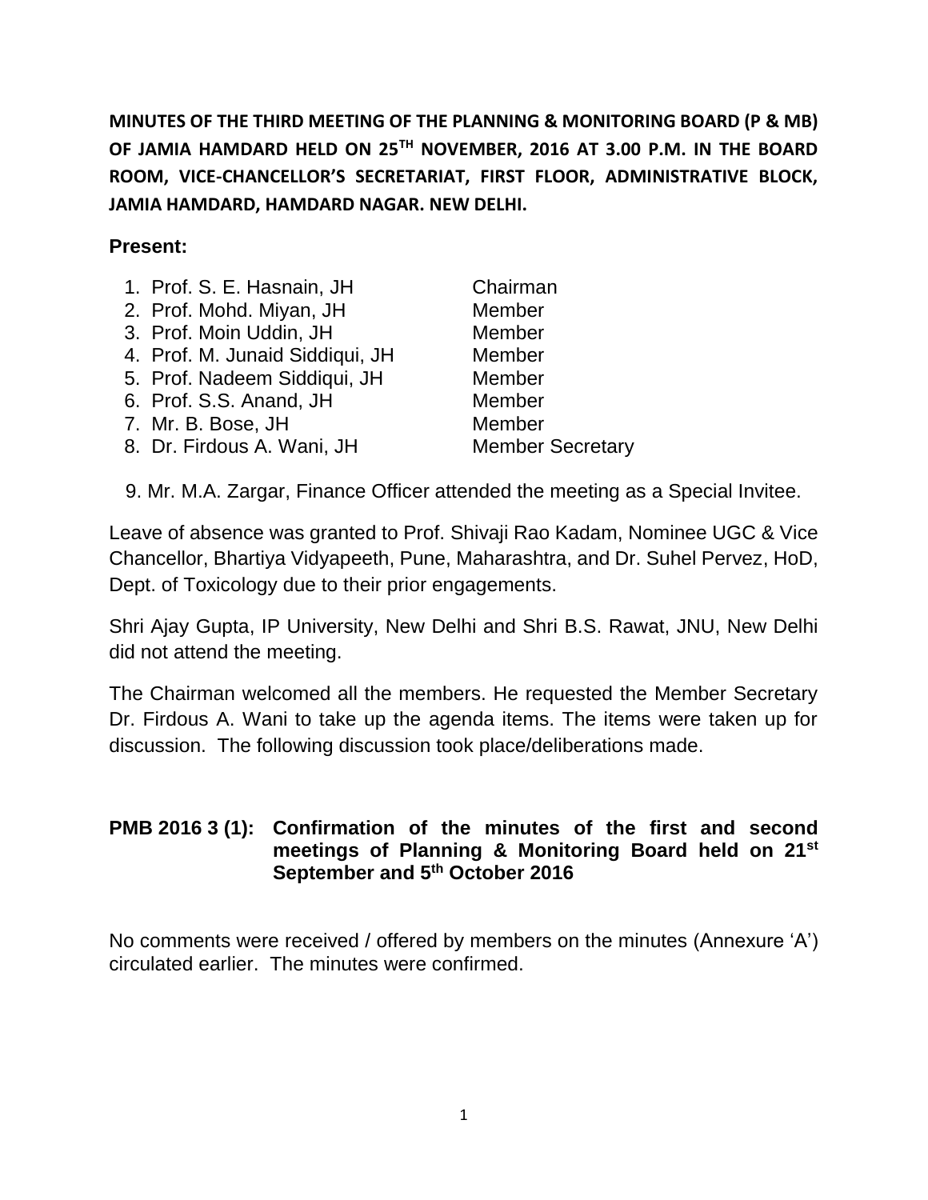**MINUTES OF THE THIRD MEETING OF THE PLANNING & MONITORING BOARD (P & MB) OF JAMIA HAMDARD HELD ON 25TH NOVEMBER, 2016 AT 3.00 P.M. IN THE BOARD ROOM, VICE-CHANCELLOR'S SECRETARIAT, FIRST FLOOR, ADMINISTRATIVE BLOCK, JAMIA HAMDARD, HAMDARD NAGAR. NEW DELHI.**

**Present:**

| | | |
|---|---|---|
| 1. | Prof. S. E. Hasnain, JH | Chairman |
| 2. | Prof. Mohd. Miyan, JH | Member |
| 3. | Prof. Moin Uddin, JH | Member |
| 4. | Prof. M. Junaid Siddiqui, JH | Member |
| 5. | Prof. Nadeem Siddiqui, JH | Member |
| 6. | Prof. S.S. Anand, JH | Member |
| 7. | Mr. B. Bose, JH | Member |
| 8. | Dr. Firdous A. Wani, JH | Member Secretary |

9. Mr. M.A. Zargar, Finance Officer attended the meeting as a Special Invitee.

Leave of absence was granted to Prof. Shivaji Rao Kadam, Nominee UGC & Vice Chancellor, Bhartiya Vidyapeeth, Pune, Maharashtra, and Dr. Suhel Pervez, HoD, Dept. of Toxicology due to their prior engagements.

Shri Ajay Gupta, IP University, New Delhi and Shri B.S. Rawat, JNU, New Delhi did not attend the meeting.

The Chairman welcomed all the members. He requested the Member Secretary Dr. Firdous A. Wani to take up the agenda items. The items were taken up for discussion. The following discussion took place/deliberations made.

**PMB 2016 3 (1): Confirmation of the minutes of the first and second meetings of Planning & Monitoring Board held on 21st September and 5th October 2016**

No comments were received / offered by members on the minutes (Annexure 'A') circulated earlier. The minutes were confirmed.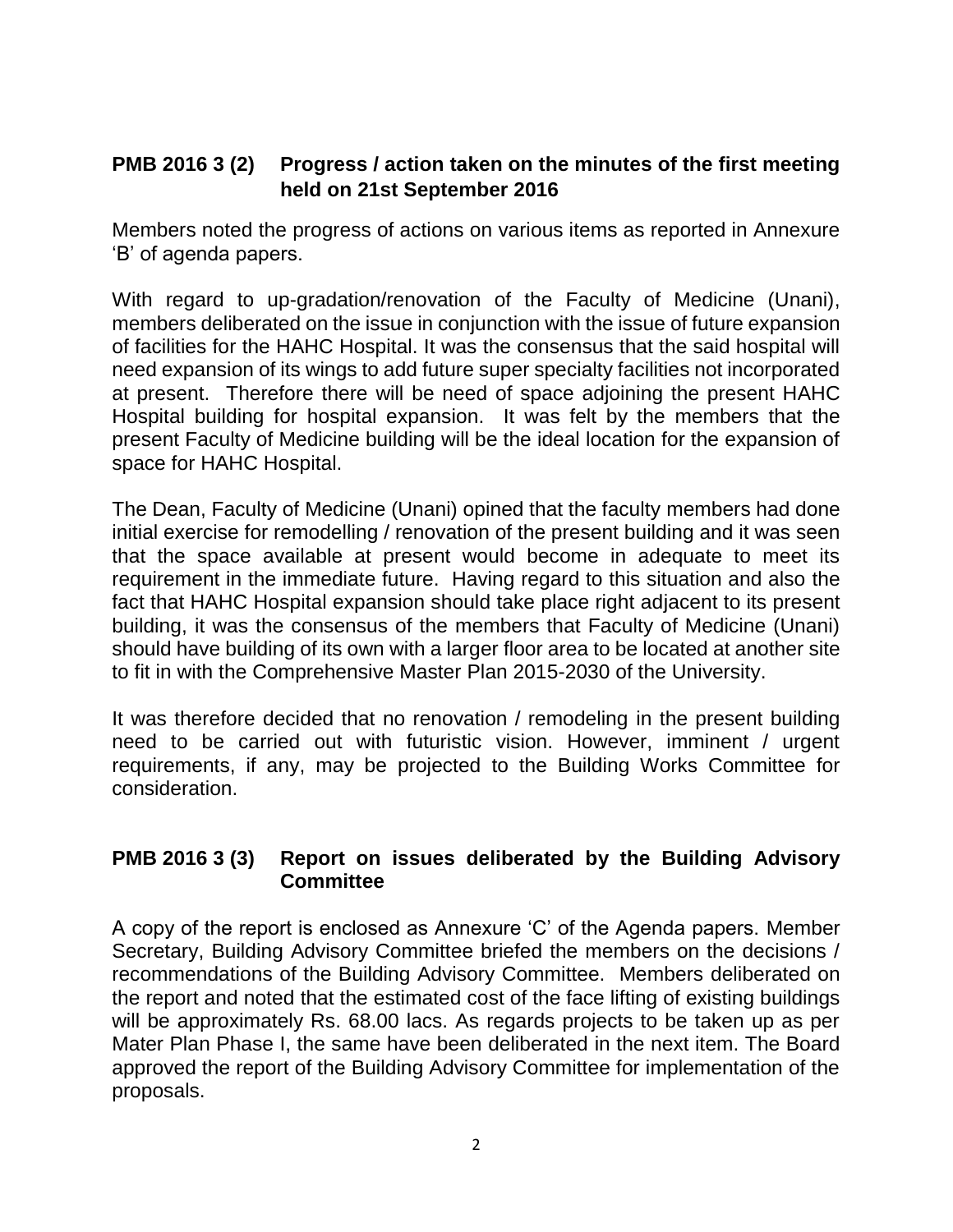**PMB 2016 3 (2) Progress / action taken on the minutes of the first meeting held on 21st September 2016**

Members noted the progress of actions on various items as reported in Annexure 'B' of agenda papers.

With regard to up-gradation/renovation of the Faculty of Medicine (Unani), members deliberated on the issue in conjunction with the issue of future expansion of facilities for the HAHC Hospital. It was the consensus that the said hospital will need expansion of its wings to add future super specialty facilities not incorporated at present. Therefore there will be need of space adjoining the present HAHC Hospital building for hospital expansion. It was felt by the members that the present Faculty of Medicine building will be the ideal location for the expansion of space for HAHC Hospital.

The Dean, Faculty of Medicine (Unani) opined that the faculty members had done initial exercise for remodelling / renovation of the present building and it was seen that the space available at present would become in adequate to meet its requirement in the immediate future. Having regard to this situation and also the fact that HAHC Hospital expansion should take place right adjacent to its present building, it was the consensus of the members that Faculty of Medicine (Unani) should have building of its own with a larger floor area to be located at another site to fit in with the Comprehensive Master Plan 2015-2030 of the University.

It was therefore decided that no renovation / remodeling in the present building need to be carried out with futuristic vision. However, imminent / urgent requirements, if any, may be projected to the Building Works Committee for consideration.

**PMB 2016 3 (3) Report on issues deliberated by the Building Advisory Committee**

A copy of the report is enclosed as Annexure 'C' of the Agenda papers. Member Secretary, Building Advisory Committee briefed the members on the decisions / recommendations of the Building Advisory Committee. Members deliberated on the report and noted that the estimated cost of the face lifting of existing buildings will be approximately Rs. 68.00 lacs. As regards projects to be taken up as per Mater Plan Phase I, the same have been deliberated in the next item. The Board approved the report of the Building Advisory Committee for implementation of the proposals.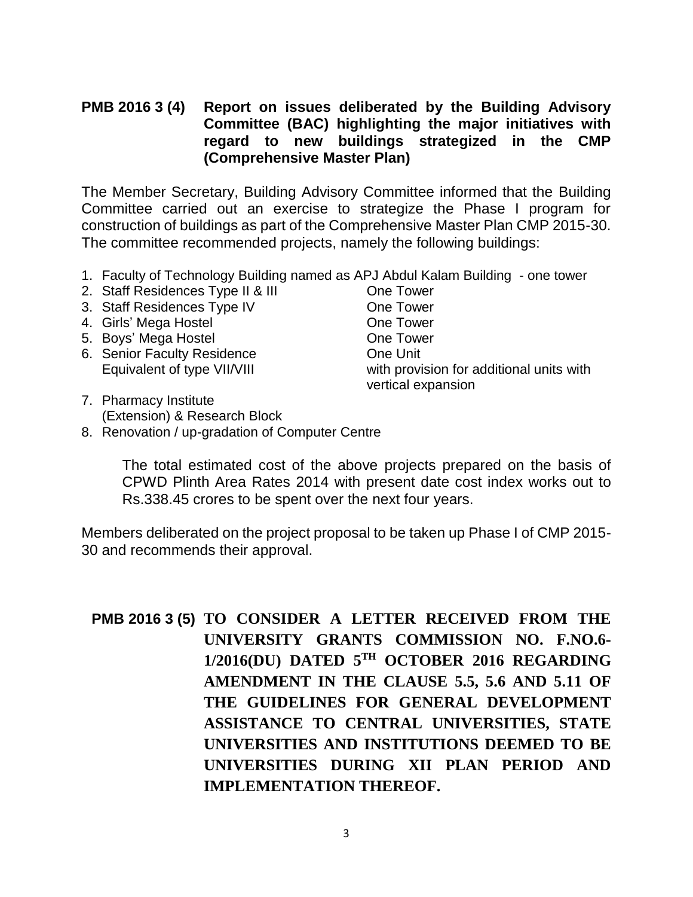**PMB 2016 3 (4) Report on issues deliberated by the Building Advisory Committee (BAC) highlighting the major initiatives with regard to new buildings strategized in the CMP (Comprehensive Master Plan)**

The Member Secretary, Building Advisory Committee informed that the Building Committee carried out an exercise to strategize the Phase I program for construction of buildings as part of the Comprehensive Master Plan CMP 2015-30. The committee recommended projects, namely the following buildings:

1. Faculty of Technology Building named as APJ Abdul Kalam Building - one tower
2. Staff Residences Type II & III — One Tower
3. Staff Residences Type IV — One Tower
4. Girls' Mega Hostel — One Tower
5. Boys' Mega Hostel — One Tower
6. Senior Faculty Residence Equivalent of type VII/VIII — One Unit with provision for additional units with vertical expansion
7. Pharmacy Institute (Extension) & Research Block
8. Renovation / up-gradation of Computer Centre

The total estimated cost of the above projects prepared on the basis of CPWD Plinth Area Rates 2014 with present date cost index works out to Rs.338.45 crores to be spent over the next four years.

Members deliberated on the project proposal to be taken up Phase I of CMP 2015-30 and recommends their approval.

**PMB 2016 3 (5) TO CONSIDER A LETTER RECEIVED FROM THE UNIVERSITY GRANTS COMMISSION NO. F.NO.6-1/2016(DU) DATED 5TH OCTOBER 2016 REGARDING AMENDMENT IN THE CLAUSE 5.5, 5.6 AND 5.11 OF THE GUIDELINES FOR GENERAL DEVELOPMENT ASSISTANCE TO CENTRAL UNIVERSITIES, STATE UNIVERSITIES AND INSTITUTIONS DEEMED TO BE UNIVERSITIES DURING XII PLAN PERIOD AND IMPLEMENTATION THEREOF.**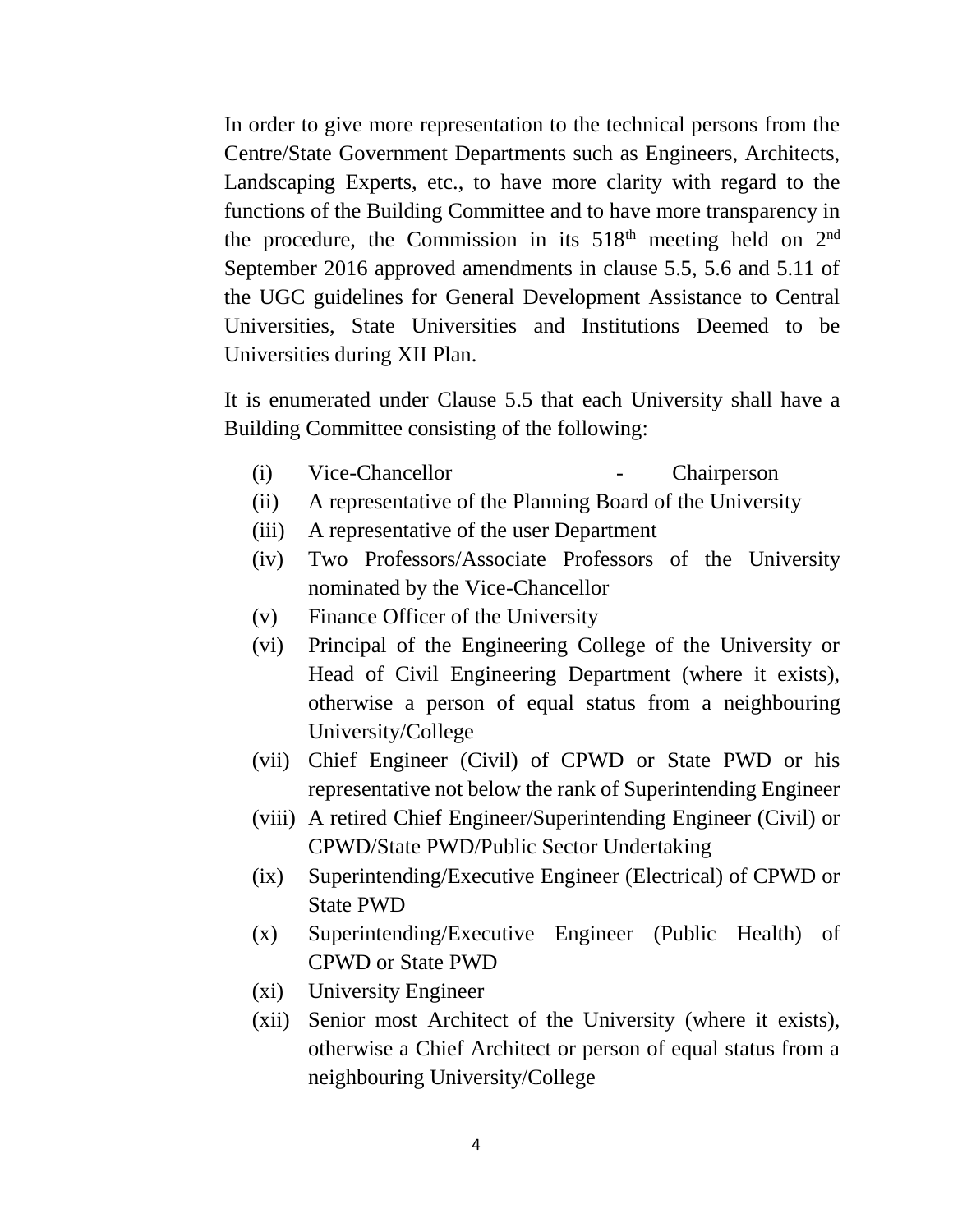In order to give more representation to the technical persons from the Centre/State Government Departments such as Engineers, Architects, Landscaping Experts, etc., to have more clarity with regard to the functions of the Building Committee and to have more transparency in the procedure, the Commission in its 518th meeting held on 2nd September 2016 approved amendments in clause 5.5, 5.6 and 5.11 of the UGC guidelines for General Development Assistance to Central Universities, State Universities and Institutions Deemed to be Universities during XII Plan.

It is enumerated under Clause 5.5 that each University shall have a Building Committee consisting of the following:

(i) Vice-Chancellor - Chairperson

(ii) A representative of the Planning Board of the University

(iii) A representative of the user Department

(iv) Two Professors/Associate Professors of the University nominated by the Vice-Chancellor

(v) Finance Officer of the University

(vi) Principal of the Engineering College of the University or Head of Civil Engineering Department (where it exists), otherwise a person of equal status from a neighbouring University/College

(vii) Chief Engineer (Civil) of CPWD or State PWD or his representative not below the rank of Superintending Engineer

(viii) A retired Chief Engineer/Superintending Engineer (Civil) or CPWD/State PWD/Public Sector Undertaking

(ix) Superintending/Executive Engineer (Electrical) of CPWD or State PWD

(x) Superintending/Executive Engineer (Public Health) of CPWD or State PWD

(xi) University Engineer

(xii) Senior most Architect of the University (where it exists), otherwise a Chief Architect or person of equal status from a neighbouring University/College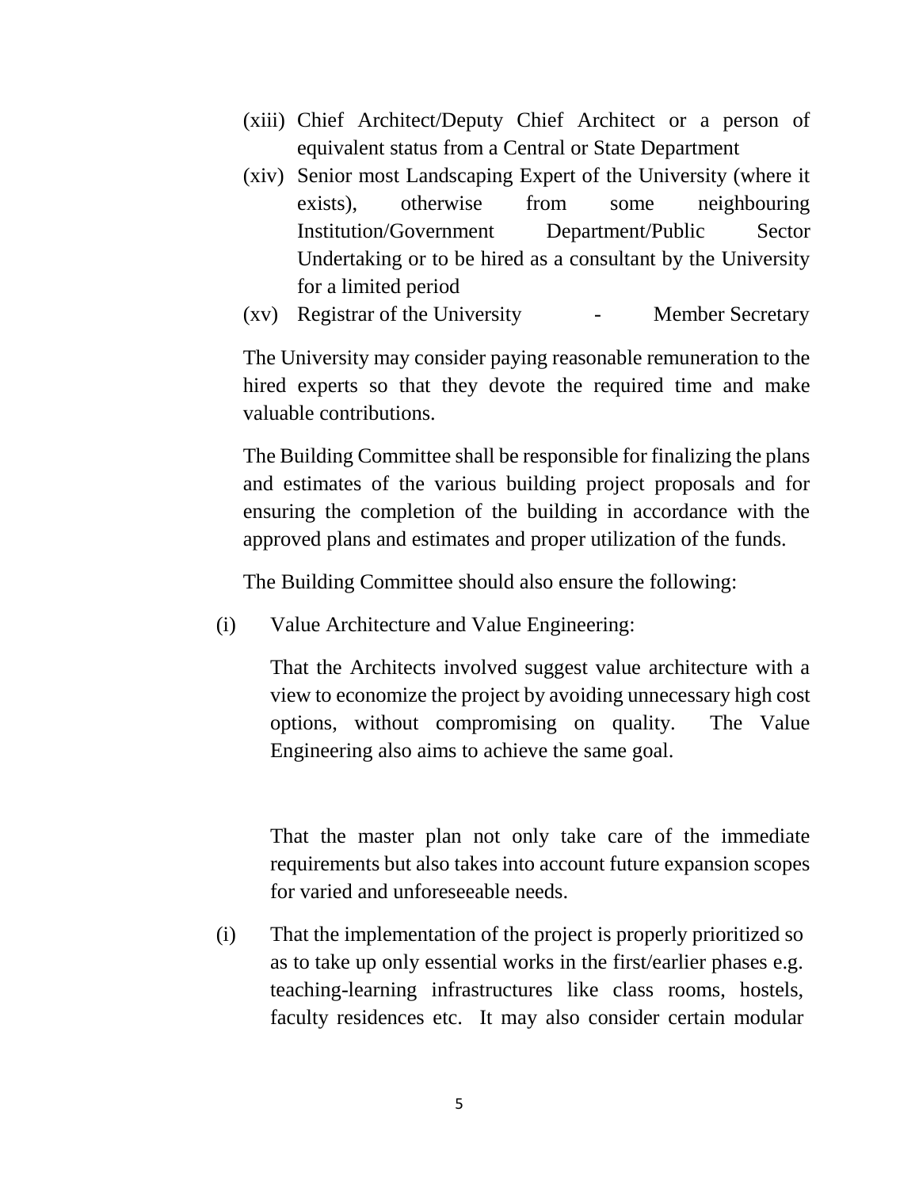(xiii) Chief Architect/Deputy Chief Architect or a person of equivalent status from a Central or State Department

(xiv) Senior most Landscaping Expert of the University (where it exists), otherwise from some neighbouring Institution/Government Department/Public Sector Undertaking or to be hired as a consultant by the University for a limited period

(xv) Registrar of the University - Member Secretary

The University may consider paying reasonable remuneration to the hired experts so that they devote the required time and make valuable contributions.

The Building Committee shall be responsible for finalizing the plans and estimates of the various building project proposals and for ensuring the completion of the building in accordance with the approved plans and estimates and proper utilization of the funds.

The Building Committee should also ensure the following:

(i) Value Architecture and Value Engineering:

That the Architects involved suggest value architecture with a view to economize the project by avoiding unnecessary high cost options, without compromising on quality. The Value Engineering also aims to achieve the same goal.

That the master plan not only take care of the immediate requirements but also takes into account future expansion scopes for varied and unforeseeable needs.

(i) That the implementation of the project is properly prioritized so as to take up only essential works in the first/earlier phases e.g. teaching-learning infrastructures like class rooms, hostels, faculty residences etc. It may also consider certain modular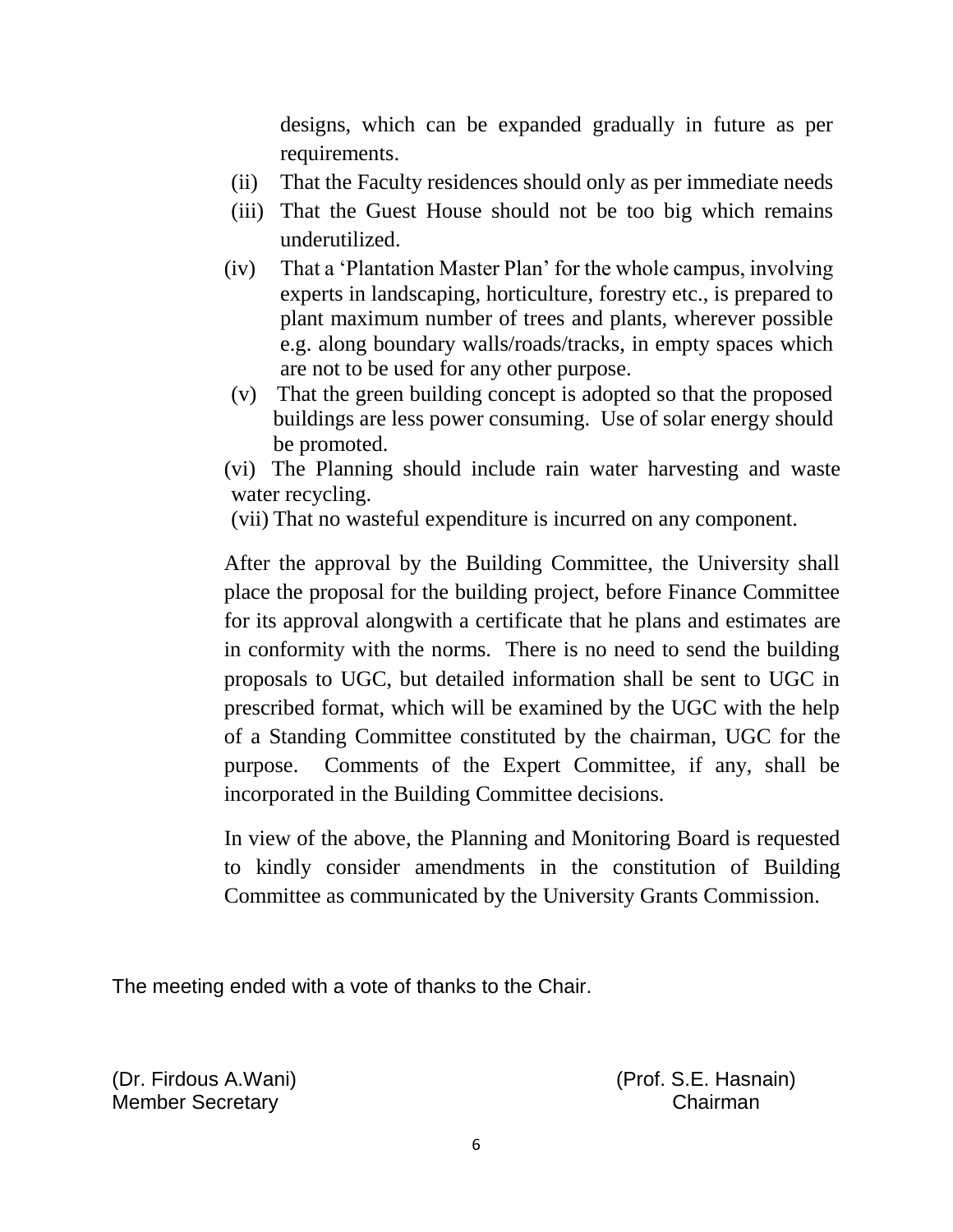designs, which can be expanded gradually in future as per requirements.

(ii) That the Faculty residences should only as per immediate needs

(iii) That the Guest House should not be too big which remains underutilized.

(iv) That a 'Plantation Master Plan' for the whole campus, involving experts in landscaping, horticulture, forestry etc., is prepared to plant maximum number of trees and plants, wherever possible e.g. along boundary walls/roads/tracks, in empty spaces which are not to be used for any other purpose.

(v) That the green building concept is adopted so that the proposed buildings are less power consuming. Use of solar energy should be promoted.

(vi) The Planning should include rain water harvesting and waste water recycling.

(vii) That no wasteful expenditure is incurred on any component.

After the approval by the Building Committee, the University shall place the proposal for the building project, before Finance Committee for its approval alongwith a certificate that he plans and estimates are in conformity with the norms. There is no need to send the building proposals to UGC, but detailed information shall be sent to UGC in prescribed format, which will be examined by the UGC with the help of a Standing Committee constituted by the chairman, UGC for the purpose. Comments of the Expert Committee, if any, shall be incorporated in the Building Committee decisions.

In view of the above, the Planning and Monitoring Board is requested to kindly consider amendments in the constitution of Building Committee as communicated by the University Grants Commission.

The meeting ended with a vote of thanks to the Chair.

(Dr. Firdous A.Wani)
Member Secretary

(Prof. S.E. Hasnain)
Chairman